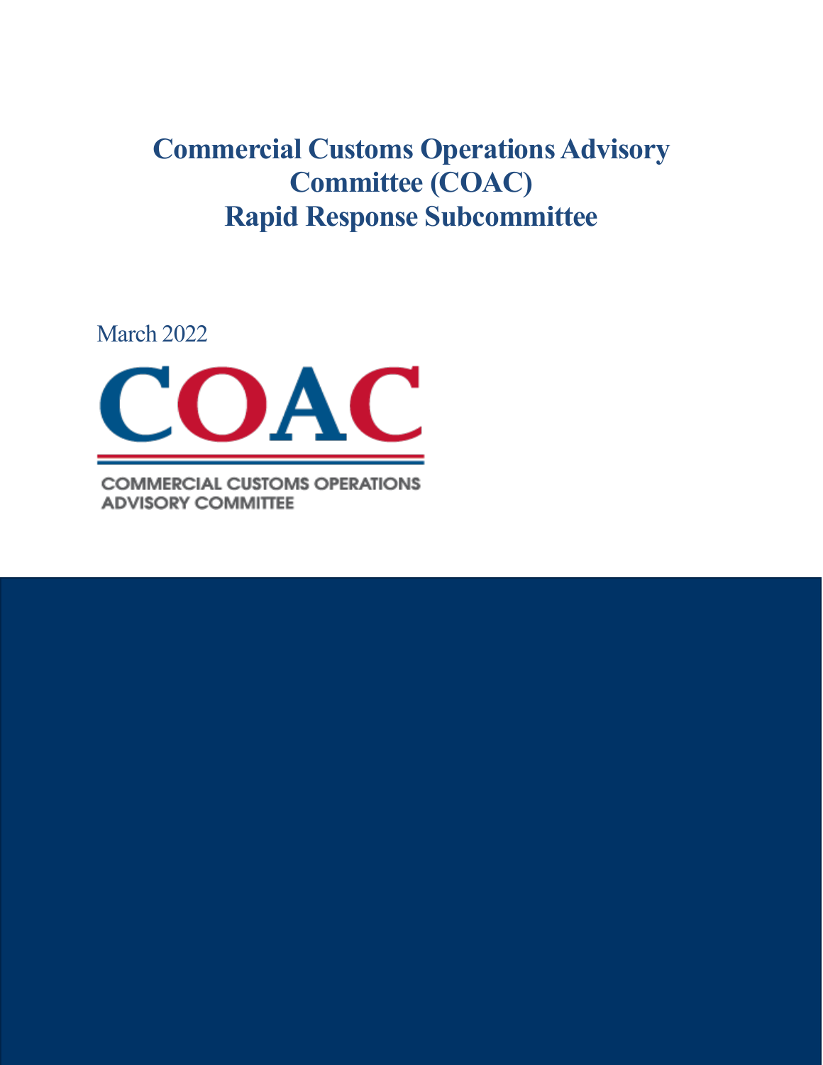# Commercial Customs Operations Advisory Committee (COAC) Rapid Response Subcommittee

March 2022

COAC

COMMERCIAL CUSTOMS OPERATIONS ADVISORY COMMITTEE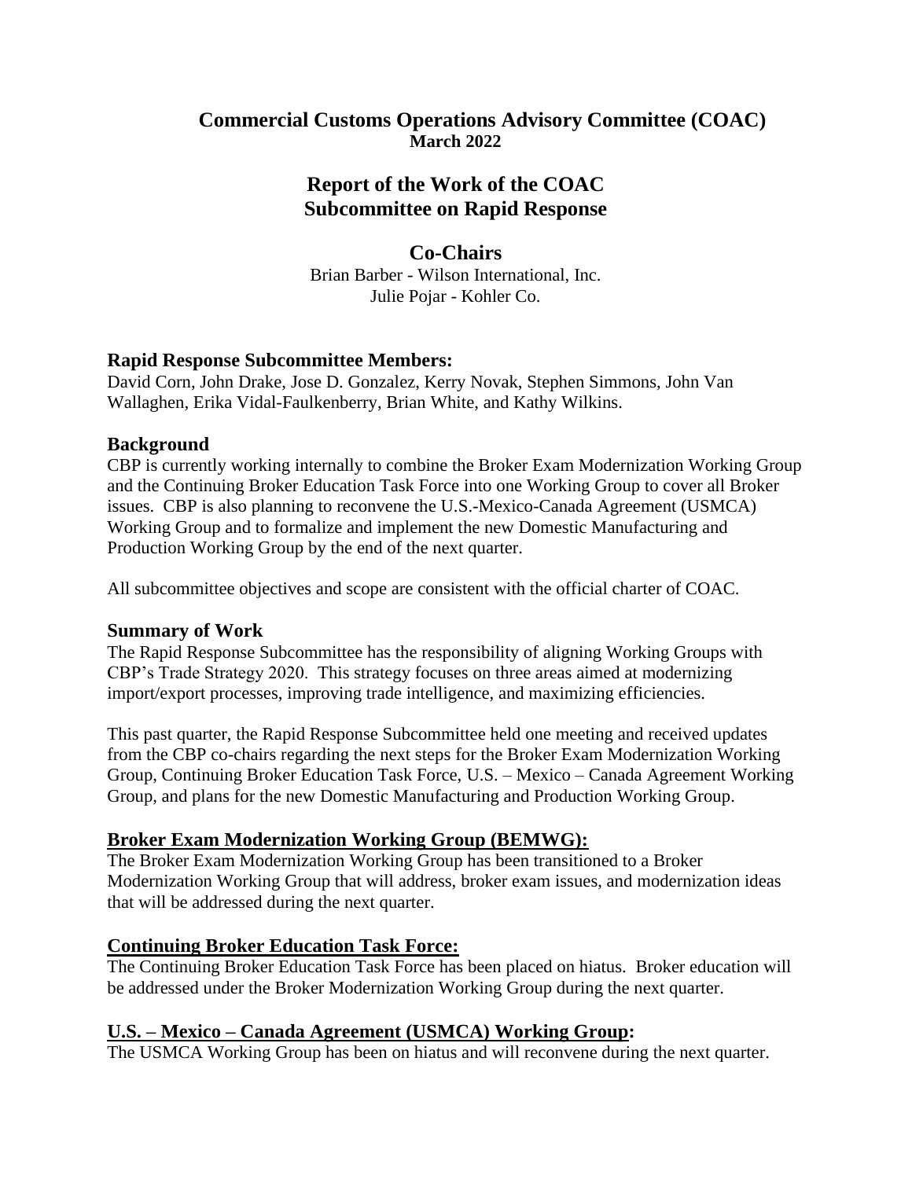# Commercial Customs Operations Advisory Committee (COAC)

**March 2022**

## Report of the Work of the COAC Subcommittee on Rapid Response

### Co-Chairs

Brian Barber - Wilson International, Inc.
Julie Pojar - Kohler Co.

### Rapid Response Subcommittee Members:

David Corn, John Drake, Jose D. Gonzalez, Kerry Novak, Stephen Simmons, John Van Wallaghen, Erika Vidal-Faulkenberry, Brian White, and Kathy Wilkins.

### Background

CBP is currently working internally to combine the Broker Exam Modernization Working Group and the Continuing Broker Education Task Force into one Working Group to cover all Broker issues. CBP is also planning to reconvene the U.S.-Mexico-Canada Agreement (USMCA) Working Group and to formalize and implement the new Domestic Manufacturing and Production Working Group by the end of the next quarter.

All subcommittee objectives and scope are consistent with the official charter of COAC.

### Summary of Work

The Rapid Response Subcommittee has the responsibility of aligning Working Groups with CBP's Trade Strategy 2020. This strategy focuses on three areas aimed at modernizing import/export processes, improving trade intelligence, and maximizing efficiencies.

This past quarter, the Rapid Response Subcommittee held one meeting and received updates from the CBP co-chairs regarding the next steps for the Broker Exam Modernization Working Group, Continuing Broker Education Task Force, U.S. – Mexico – Canada Agreement Working Group, and plans for the new Domestic Manufacturing and Production Working Group.

### Broker Exam Modernization Working Group (BEMWG):

The Broker Exam Modernization Working Group has been transitioned to a Broker Modernization Working Group that will address, broker exam issues, and modernization ideas that will be addressed during the next quarter.

### Continuing Broker Education Task Force:

The Continuing Broker Education Task Force has been placed on hiatus. Broker education will be addressed under the Broker Modernization Working Group during the next quarter.

### U.S. – Mexico – Canada Agreement (USMCA) Working Group:

The USMCA Working Group has been on hiatus and will reconvene during the next quarter.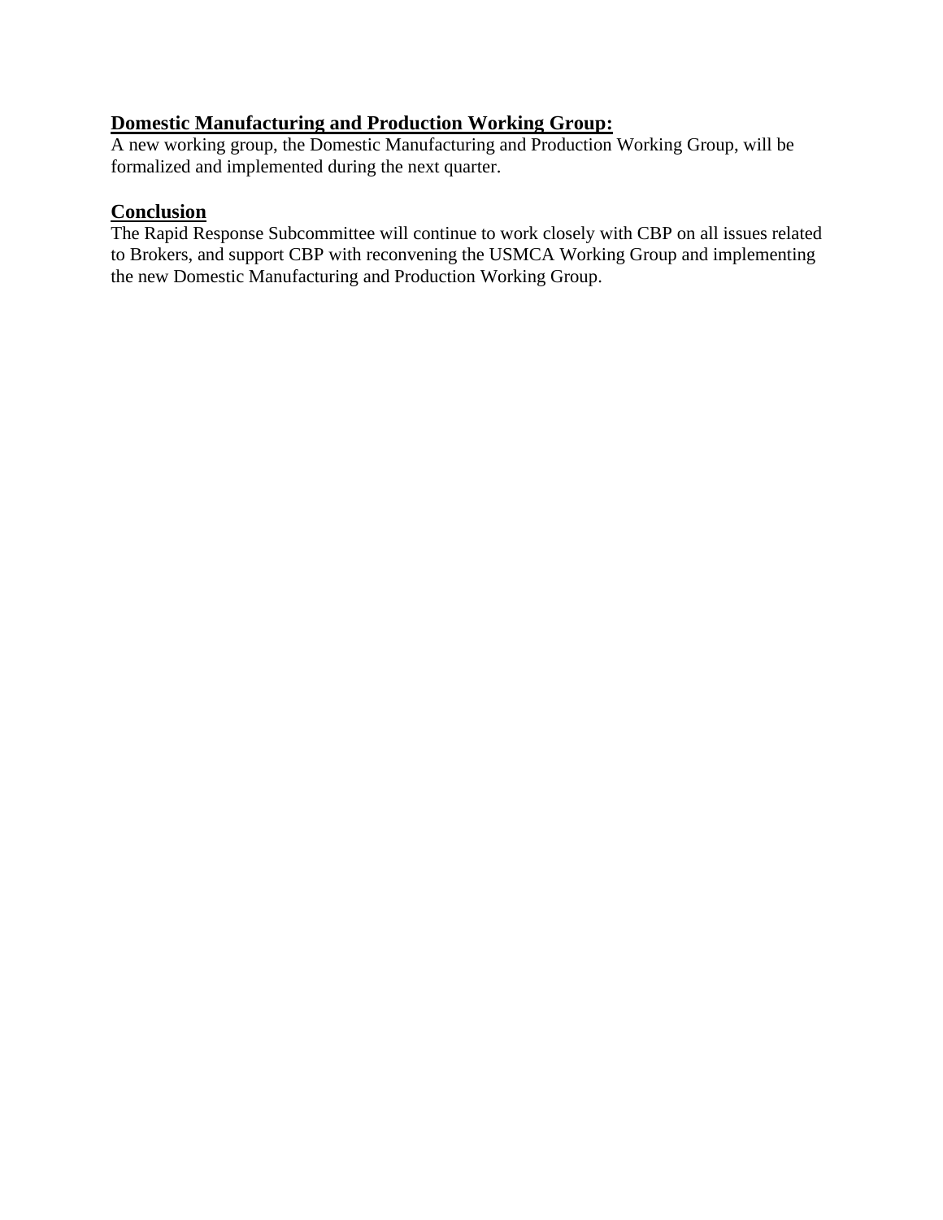## **Domestic Manufacturing and Production Working Group:**

A new working group, the Domestic Manufacturing and Production Working Group, will be formalized and implemented during the next quarter.

## **Conclusion**

The Rapid Response Subcommittee will continue to work closely with CBP on all issues related to Brokers, and support CBP with reconvening the USMCA Working Group and implementing the new Domestic Manufacturing and Production Working Group.